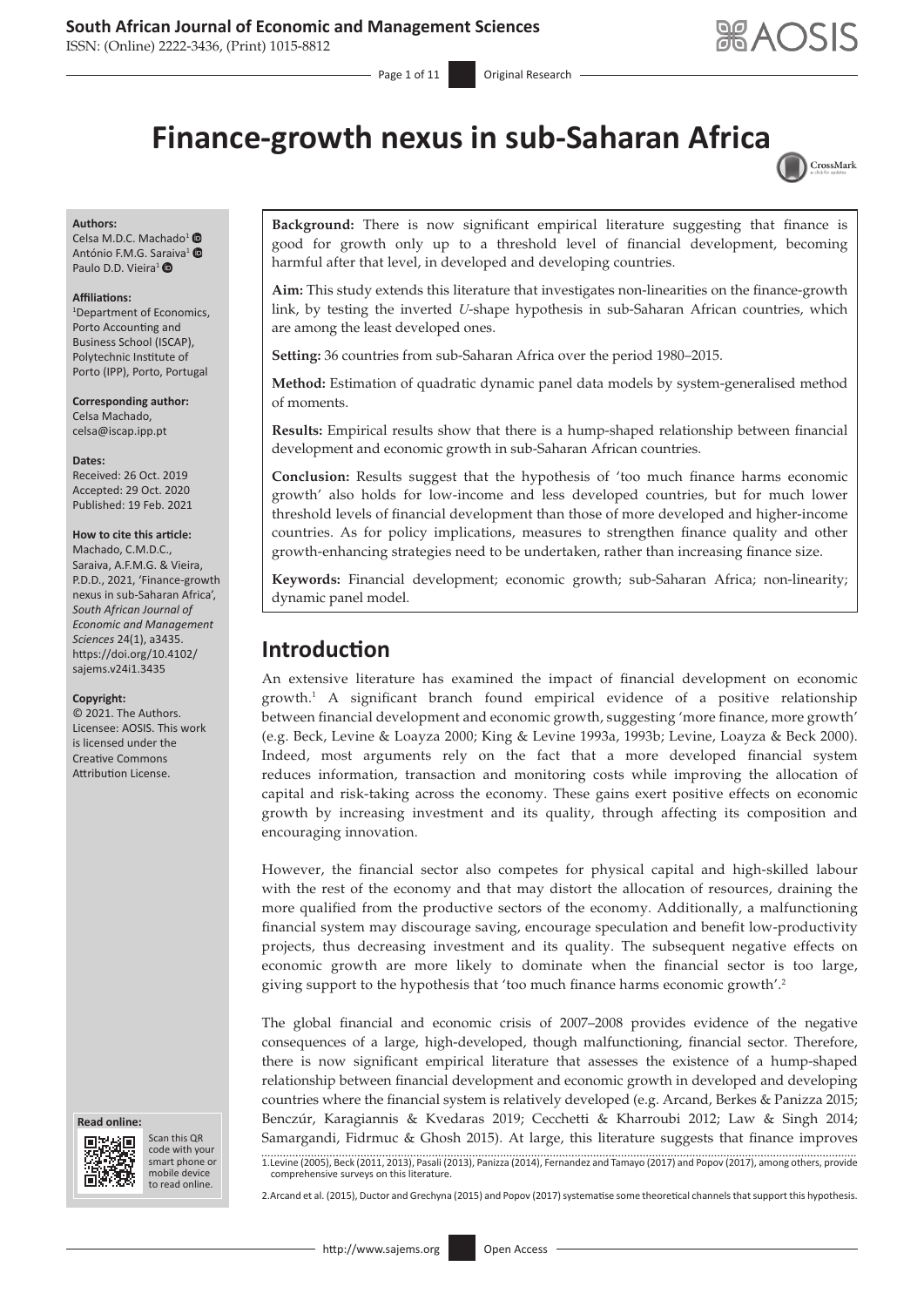# Finance-growth nexus in sub-Saharan Africa

**Authors:**
Celsa M.D.C. Machado[1]
António F.M.G. Saraiva[1]
Paulo D.D. Vieira[1]

**Affiliations:**
[1]Department of Economics, Porto Accounting and Business School (ISCAP), Polytechnic Institute of Porto (IPP), Porto, Portugal

**Corresponding author:**
Celsa Machado,
celsa@iscap.ipp.pt

**Dates:**
Received: 26 Oct. 2019
Accepted: 29 Oct. 2020
Published: 19 Feb. 2021

**How to cite this article:**
Machado, C.M.D.C., Saraiva, A.F.M.G. & Vieira, P.D.D., 2021, 'Finance-growth nexus in sub-Saharan Africa', *South African Journal of Economic and Management Sciences* 24(1), a3435. https://doi.org/10.4102/sajems.v24i1.3435

**Copyright:**
© 2021. The Authors. Licensee: AOSIS. This work is licensed under the Creative Commons Attribution License.

**Background:** There is now significant empirical literature suggesting that finance is good for growth only up to a threshold level of financial development, becoming harmful after that level, in developed and developing countries.

**Aim:** This study extends this literature that investigates non-linearities on the finance-growth link, by testing the inverted *U*-shape hypothesis in sub-Saharan African countries, which are among the least developed ones.

**Setting:** 36 countries from sub-Saharan Africa over the period 1980–2015.

**Method:** Estimation of quadratic dynamic panel data models by system-generalised method of moments.

**Results:** Empirical results show that there is a hump-shaped relationship between financial development and economic growth in sub-Saharan African countries.

**Conclusion:** Results suggest that the hypothesis of 'too much finance harms economic growth' also holds for low-income and less developed countries, but for much lower threshold levels of financial development than those of more developed and higher-income countries. As for policy implications, measures to strengthen finance quality and other growth-enhancing strategies need to be undertaken, rather than increasing finance size.

**Keywords:** Financial development; economic growth; sub-Saharan Africa; non-linearity; dynamic panel model.

## Introduction

An extensive literature has examined the impact of financial development on economic growth.[1] A significant branch found empirical evidence of a positive relationship between financial development and economic growth, suggesting 'more finance, more growth' (e.g. Beck, Levine & Loayza 2000; King & Levine 1993a, 1993b; Levine, Loayza & Beck 2000). Indeed, most arguments rely on the fact that a more developed financial system reduces information, transaction and monitoring costs while improving the allocation of capital and risk-taking across the economy. These gains exert positive effects on economic growth by increasing investment and its quality, through affecting its composition and encouraging innovation.

However, the financial sector also competes for physical capital and high-skilled labour with the rest of the economy and that may distort the allocation of resources, draining the more qualified from the productive sectors of the economy. Additionally, a malfunctioning financial system may discourage saving, encourage speculation and benefit low-productivity projects, thus decreasing investment and its quality. The subsequent negative effects on economic growth are more likely to dominate when the financial sector is too large, giving support to the hypothesis that 'too much finance harms economic growth'.[2]

The global financial and economic crisis of 2007–2008 provides evidence of the negative consequences of a large, high-developed, though malfunctioning, financial sector. Therefore, there is now significant empirical literature that assesses the existence of a hump-shaped relationship between financial development and economic growth in developed and developing countries where the financial system is relatively developed (e.g. Arcand, Berkes & Panizza 2015; Benczúr, Karagiannis & Kvedaras 2019; Cecchetti & Kharroubi 2012; Law & Singh 2014; Samargandi, Fidrmuc & Ghosh 2015). At large, this literature suggests that finance improves

1. Levine (2005), Beck (2011, 2013), Pasali (2013), Panizza (2014), Fernandez and Tamayo (2017) and Popov (2017), among others, provide comprehensive surveys on this literature.

2. Arcand et al. (2015), Ductor and Grechyna (2015) and Popov (2017) systematise some theoretical channels that support this hypothesis.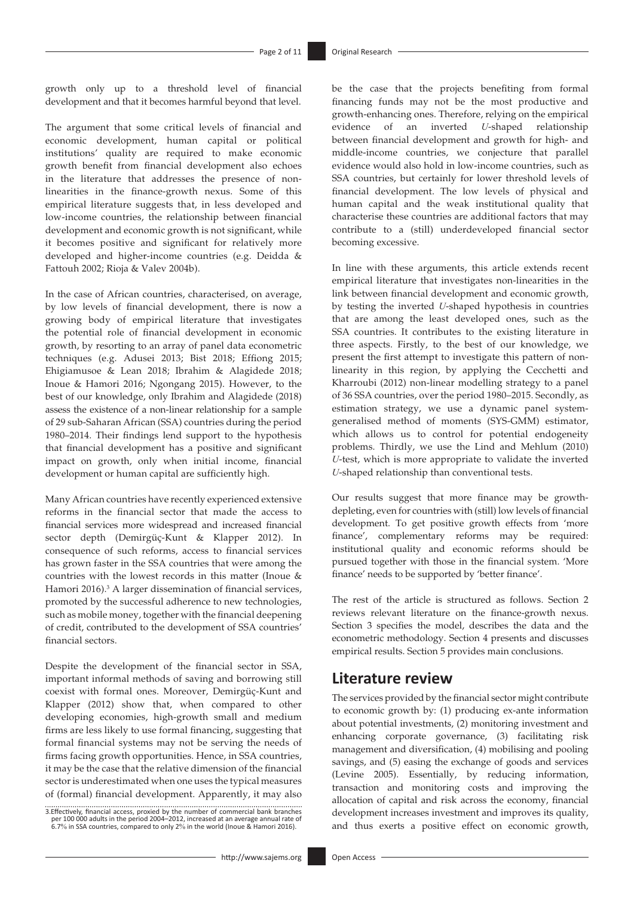growth only up to a threshold level of financial development and that it becomes harmful beyond that level.

The argument that some critical levels of financial and economic development, human capital or political institutions' quality are required to make economic growth benefit from financial development also echoes in the literature that addresses the presence of non-linearities in the finance-growth nexus. Some of this empirical literature suggests that, in less developed and low-income countries, the relationship between financial development and economic growth is not significant, while it becomes positive and significant for relatively more developed and higher-income countries (e.g. Deidda & Fattouh 2002; Rioja & Valev 2004b).

In the case of African countries, characterised, on average, by low levels of financial development, there is now a growing body of empirical literature that investigates the potential role of financial development in economic growth, by resorting to an array of panel data econometric techniques (e.g. Adusei 2013; Bist 2018; Effiong 2015; Ehigiamusoe & Lean 2018; Ibrahim & Alagidede 2018; Inoue & Hamori 2016; Ngongang 2015). However, to the best of our knowledge, only Ibrahim and Alagidede (2018) assess the existence of a non-linear relationship for a sample of 29 sub-Saharan African (SSA) countries during the period 1980–2014. Their findings lend support to the hypothesis that financial development has a positive and significant impact on growth, only when initial income, financial development or human capital are sufficiently high.

Many African countries have recently experienced extensive reforms in the financial sector that made the access to financial services more widespread and increased financial sector depth (Demirgüç-Kunt & Klapper 2012). In consequence of such reforms, access to financial services has grown faster in the SSA countries that were among the countries with the lowest records in this matter (Inoue & Hamori 2016).[3] A larger dissemination of financial services, promoted by the successful adherence to new technologies, such as mobile money, together with the financial deepening of credit, contributed to the development of SSA countries' financial sectors.

Despite the development of the financial sector in SSA, important informal methods of saving and borrowing still coexist with formal ones. Moreover, Demirgüç-Kunt and Klapper (2012) show that, when compared to other developing economies, high-growth small and medium firms are less likely to use formal financing, suggesting that formal financial systems may not be serving the needs of firms facing growth opportunities. Hence, in SSA countries, it may be the case that the relative dimension of the financial sector is underestimated when one uses the typical measures of (formal) financial development. Apparently, it may also be the case that the projects benefiting from formal financing funds may not be the most productive and growth-enhancing ones. Therefore, relying on the empirical evidence of an inverted *U*-shaped relationship between financial development and growth for high- and middle-income countries, we conjecture that parallel evidence would also hold in low-income countries, such as SSA countries, but certainly for lower threshold levels of financial development. The low levels of physical and human capital and the weak institutional quality that characterise these countries are additional factors that may contribute to a (still) underdeveloped financial sector becoming excessive.

In line with these arguments, this article extends recent empirical literature that investigates non-linearities in the link between financial development and economic growth, by testing the inverted *U*-shaped hypothesis in countries that are among the least developed ones, such as the SSA countries. It contributes to the existing literature in three aspects. Firstly, to the best of our knowledge, we present the first attempt to investigate this pattern of non-linearity in this region, by applying the Cecchetti and Kharroubi (2012) non-linear modelling strategy to a panel of 36 SSA countries, over the period 1980–2015. Secondly, as estimation strategy, we use a dynamic panel system-generalised method of moments (SYS-GMM) estimator, which allows us to control for potential endogeneity problems. Thirdly, we use the Lind and Mehlum (2010) *U*-test, which is more appropriate to validate the inverted *U*-shaped relationship than conventional tests.

Our results suggest that more finance may be growth-depleting, even for countries with (still) low levels of financial development. To get positive growth effects from 'more finance', complementary reforms may be required: institutional quality and economic reforms should be pursued together with those in the financial system. 'More finance' needs to be supported by 'better finance'.

The rest of the article is structured as follows. Section 2 reviews relevant literature on the finance-growth nexus. Section 3 specifies the model, describes the data and the econometric methodology. Section 4 presents and discusses empirical results. Section 5 provides main conclusions.

## Literature review

The services provided by the financial sector might contribute to economic growth by: (1) producing ex-ante information about potential investments, (2) monitoring investment and enhancing corporate governance, (3) facilitating risk management and diversification, (4) mobilising and pooling savings, and (5) easing the exchange of goods and services (Levine 2005). Essentially, by reducing information, transaction and monitoring costs and improving the allocation of capital and risk across the economy, financial development increases investment and improves its quality, and thus exerts a positive effect on economic growth,

3. Effectively, financial access, proxied by the number of commercial bank branches per 100 000 adults in the period 2004–2012, increased at an average annual rate of 6.7% in SSA countries, compared to only 2% in the world (Inoue & Hamori 2016).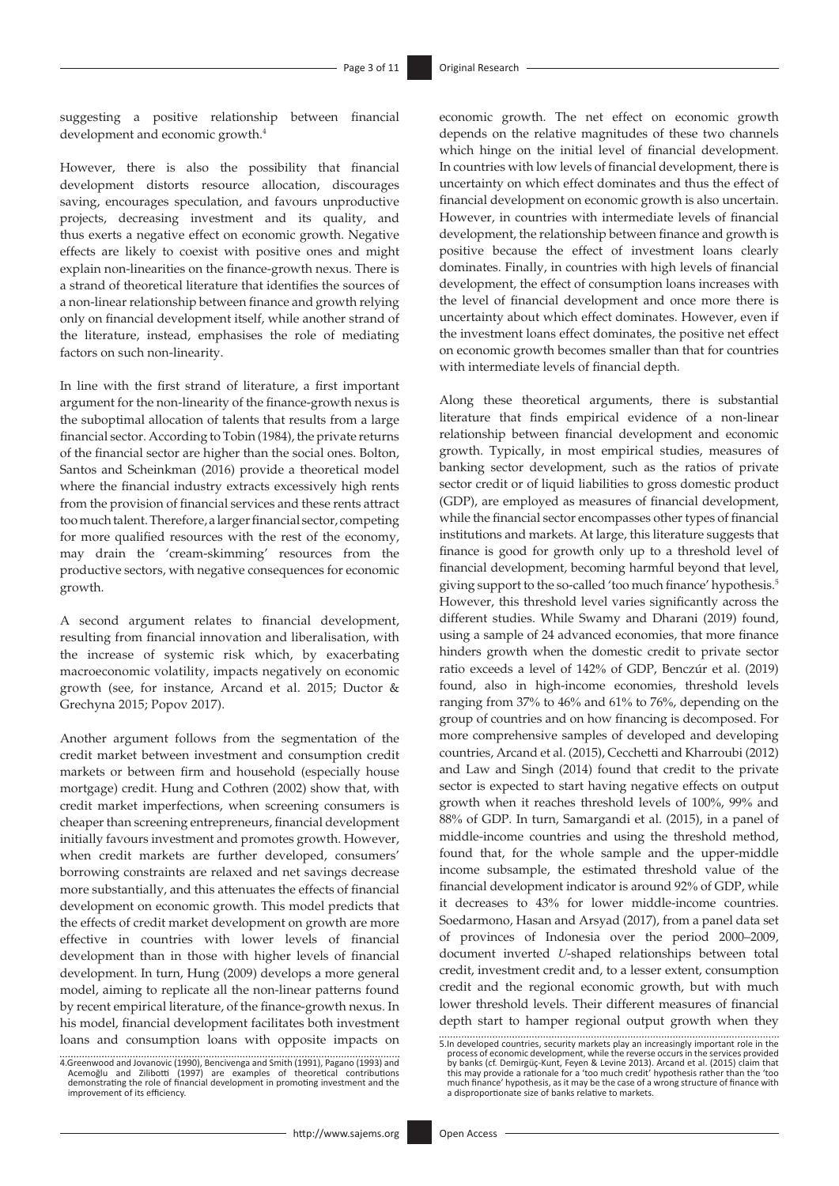suggesting a positive relationship between financial development and economic growth.[4]

However, there is also the possibility that financial development distorts resource allocation, discourages saving, encourages speculation, and favours unproductive projects, decreasing investment and its quality, and thus exerts a negative effect on economic growth. Negative effects are likely to coexist with positive ones and might explain non-linearities on the finance-growth nexus. There is a strand of theoretical literature that identifies the sources of a non-linear relationship between finance and growth relying only on financial development itself, while another strand of the literature, instead, emphasises the role of mediating factors on such non-linearity.

In line with the first strand of literature, a first important argument for the non-linearity of the finance-growth nexus is the suboptimal allocation of talents that results from a large financial sector. According to Tobin (1984), the private returns of the financial sector are higher than the social ones. Bolton, Santos and Scheinkman (2016) provide a theoretical model where the financial industry extracts excessively high rents from the provision of financial services and these rents attract too much talent. Therefore, a larger financial sector, competing for more qualified resources with the rest of the economy, may drain the 'cream-skimming' resources from the productive sectors, with negative consequences for economic growth.

A second argument relates to financial development, resulting from financial innovation and liberalisation, with the increase of systemic risk which, by exacerbating macroeconomic volatility, impacts negatively on economic growth (see, for instance, Arcand et al. 2015; Ductor & Grechyna 2015; Popov 2017).

Another argument follows from the segmentation of the credit market between investment and consumption credit markets or between firm and household (especially house mortgage) credit. Hung and Cothren (2002) show that, with credit market imperfections, when screening consumers is cheaper than screening entrepreneurs, financial development initially favours investment and promotes growth. However, when credit markets are further developed, consumers' borrowing constraints are relaxed and net savings decrease more substantially, and this attenuates the effects of financial development on economic growth. This model predicts that the effects of credit market development on growth are more effective in countries with lower levels of financial development than in those with higher levels of financial development. In turn, Hung (2009) develops a more general model, aiming to replicate all the non-linear patterns found by recent empirical literature, of the finance-growth nexus. In his model, financial development facilitates both investment loans and consumption loans with opposite impacts on economic growth. The net effect on economic growth depends on the relative magnitudes of these two channels which hinge on the initial level of financial development. In countries with low levels of financial development, there is uncertainty on which effect dominates and thus the effect of financial development on economic growth is also uncertain. However, in countries with intermediate levels of financial development, the relationship between finance and growth is positive because the effect of investment loans clearly dominates. Finally, in countries with high levels of financial development, the effect of consumption loans increases with the level of financial development and once more there is uncertainty about which effect dominates. However, even if the investment loans effect dominates, the positive net effect on economic growth becomes smaller than that for countries with intermediate levels of financial depth.

Along these theoretical arguments, there is substantial literature that finds empirical evidence of a non-linear relationship between financial development and economic growth. Typically, in most empirical studies, measures of banking sector development, such as the ratios of private sector credit or of liquid liabilities to gross domestic product (GDP), are employed as measures of financial development, while the financial sector encompasses other types of financial institutions and markets. At large, this literature suggests that finance is good for growth only up to a threshold level of financial development, becoming harmful beyond that level, giving support to the so-called 'too much finance' hypothesis.[5] However, this threshold level varies significantly across the different studies. While Swamy and Dharani (2019) found, using a sample of 24 advanced economies, that more finance hinders growth when the domestic credit to private sector ratio exceeds a level of 142% of GDP, Benczúr et al. (2019) found, also in high-income economies, threshold levels ranging from 37% to 46% and 61% to 76%, depending on the group of countries and on how financing is decomposed. For more comprehensive samples of developed and developing countries, Arcand et al. (2015), Cecchetti and Kharroubi (2012) and Law and Singh (2014) found that credit to the private sector is expected to start having negative effects on output growth when it reaches threshold levels of 100%, 99% and 88% of GDP. In turn, Samargandi et al. (2015), in a panel of middle-income countries and using the threshold method, found that, for the whole sample and the upper-middle income subsample, the estimated threshold value of the financial development indicator is around 92% of GDP, while it decreases to 43% for lower middle-income countries. Soedarmono, Hasan and Arsyad (2017), from a panel data set of provinces of Indonesia over the period 2000–2009, document inverted *U*-shaped relationships between total credit, investment credit and, to a lesser extent, consumption credit and the regional economic growth, but with much lower threshold levels. Their different measures of financial depth start to hamper regional output growth when they

4. Greenwood and Jovanovic (1990), Bencivenga and Smith (1991), Pagano (1993) and Acemoğlu and Zilibotti (1997) are examples of theoretical contributions demonstrating the role of financial development in promoting investment and the improvement of its efficiency.

5. In developed countries, security markets play an increasingly important role in the process of economic development, while the reverse occurs in the services provided by banks (cf. Demirgüç-Kunt, Feyen & Levine 2013). Arcand et al. (2015) claim that this may provide a rationale for a 'too much credit' hypothesis rather than the 'too much finance' hypothesis, as it may be the case of a wrong structure of finance with a disproportionate size of banks relative to markets.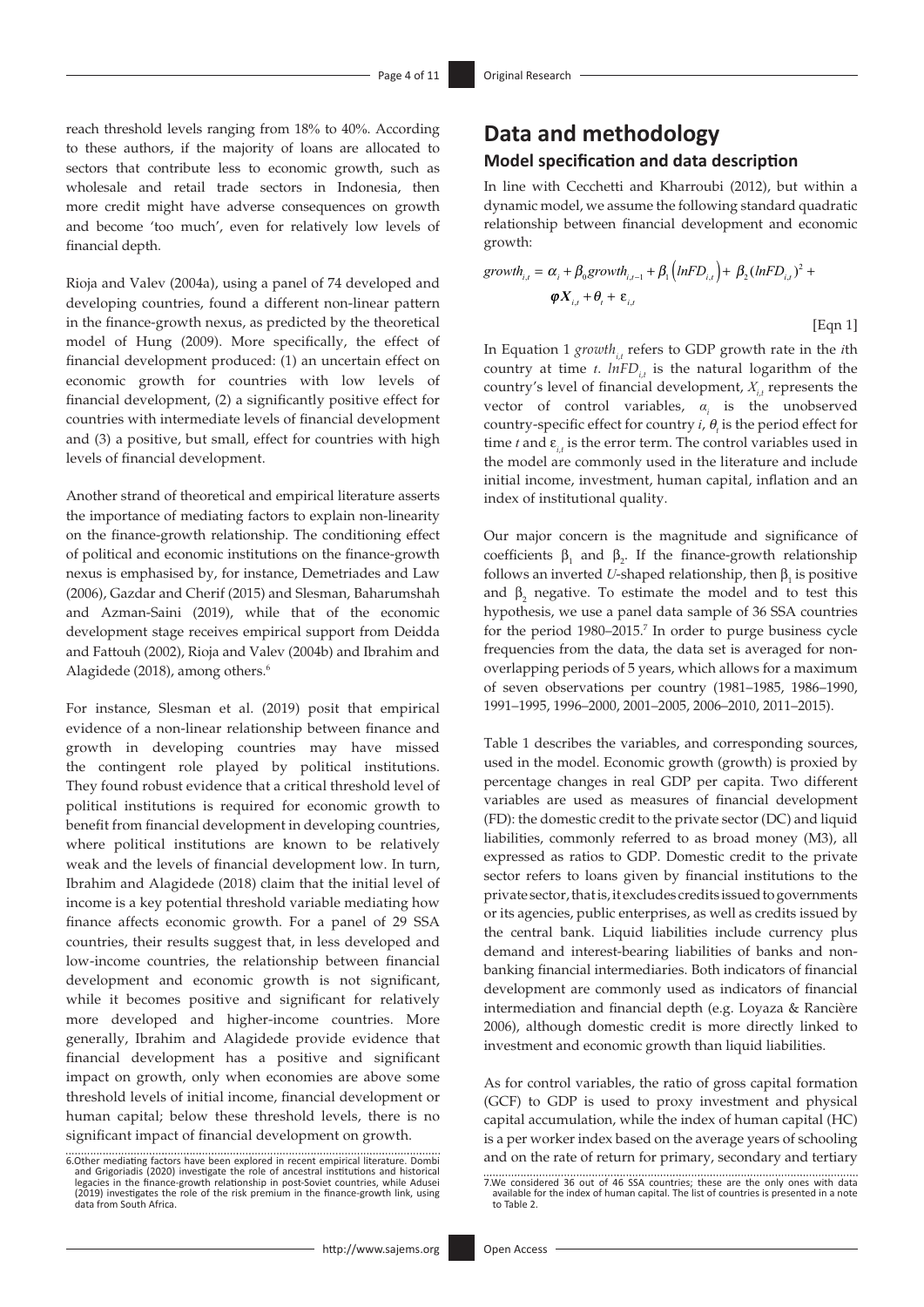reach threshold levels ranging from 18% to 40%. According to these authors, if the majority of loans are allocated to sectors that contribute less to economic growth, such as wholesale and retail trade sectors in Indonesia, then more credit might have adverse consequences on growth and become 'too much', even for relatively low levels of financial depth.

Rioja and Valev (2004a), using a panel of 74 developed and developing countries, found a different non-linear pattern in the finance-growth nexus, as predicted by the theoretical model of Hung (2009). More specifically, the effect of financial development produced: (1) an uncertain effect on economic growth for countries with low levels of financial development, (2) a significantly positive effect for countries with intermediate levels of financial development and (3) a positive, but small, effect for countries with high levels of financial development.

Another strand of theoretical and empirical literature asserts the importance of mediating factors to explain non-linearity on the finance-growth relationship. The conditioning effect of political and economic institutions on the finance-growth nexus is emphasised by, for instance, Demetriades and Law (2006), Gazdar and Cherif (2015) and Slesman, Baharumshah and Azman-Saini (2019), while that of the economic development stage receives empirical support from Deidda and Fattouh (2002), Rioja and Valev (2004b) and Ibrahim and Alagidede (2018), among others.[6]

For instance, Slesman et al. (2019) posit that empirical evidence of a non-linear relationship between finance and growth in developing countries may have missed the contingent role played by political institutions. They found robust evidence that a critical threshold level of political institutions is required for economic growth to benefit from financial development in developing countries, where political institutions are known to be relatively weak and the levels of financial development low. In turn, Ibrahim and Alagidede (2018) claim that the initial level of income is a key potential threshold variable mediating how finance affects economic growth. For a panel of 29 SSA countries, their results suggest that, in less developed and low-income countries, the relationship between financial development and economic growth is not significant, while it becomes positive and significant for relatively more developed and higher-income countries. More generally, Ibrahim and Alagidede provide evidence that financial development has a positive and significant impact on growth, only when economies are above some threshold levels of initial income, financial development or human capital; below these threshold levels, there is no significant impact of financial development on growth.

6.Other mediating factors have been explored in recent empirical literature. Dombi and Grigoriadis (2020) investigate the role of ancestral institutions and historical legacies in the finance-growth relationship in post-Soviet countries, while Adusei (2019) investigates the role of the risk premium in the finance-growth link, using data from South Africa.

# Data and methodology

## Model specification and data description

In line with Cecchetti and Kharroubi (2012), but within a dynamic model, we assume the following standard quadratic relationship between financial development and economic growth:

$$growth_{i,t} = \alpha_i + \beta_0 growth_{i,t-1} + \beta_1 \left(lnFD_{i,t}\right) + \beta_2 (lnFD_{i,t})^2 + \boldsymbol{\varphi X}_{i,t} + \theta_t + \varepsilon_{i,t} \quad \text{[Eqn 1]}$$

In Equation 1 $growth_{i,t}$ refers to GDP growth rate in the $i$th country at time $t$. $lnFD_{i,t}$ is the natural logarithm of the country's level of financial development, $X_{i,t}$ represents the vector of control variables, $\alpha_i$ is the unobserved country-specific effect for country $i$, $\theta_t$ is the period effect for time $t$ and $\varepsilon_{i,t}$ is the error term. The control variables used in the model are commonly used in the literature and include initial income, investment, human capital, inflation and an index of institutional quality.

Our major concern is the magnitude and significance of coefficients $\beta_1$ and $\beta_2$. If the finance-growth relationship follows an inverted *U*-shaped relationship, then $\beta_1$ is positive and $\beta_2$ negative. To estimate the model and to test this hypothesis, we use a panel data sample of 36 SSA countries for the period 1980–2015.[7] In order to purge business cycle frequencies from the data, the data set is averaged for non-overlapping periods of 5 years, which allows for a maximum of seven observations per country (1981–1985, 1986–1990, 1991–1995, 1996–2000, 2001–2005, 2006–2010, 2011–2015).

Table 1 describes the variables, and corresponding sources, used in the model. Economic growth (growth) is proxied by percentage changes in real GDP per capita. Two different variables are used as measures of financial development (FD): the domestic credit to the private sector (DC) and liquid liabilities, commonly referred to as broad money (M3), all expressed as ratios to GDP. Domestic credit to the private sector refers to loans given by financial institutions to the private sector, that is, it excludes credits issued to governments or its agencies, public enterprises, as well as credits issued by the central bank. Liquid liabilities include currency plus demand and interest-bearing liabilities of banks and non-banking financial intermediaries. Both indicators of financial development are commonly used as indicators of financial intermediation and financial depth (e.g. Loyaza & Rancière 2006), although domestic credit is more directly linked to investment and economic growth than liquid liabilities.

As for control variables, the ratio of gross capital formation (GCF) to GDP is used to proxy investment and physical capital accumulation, while the index of human capital (HC) is a per worker index based on the average years of schooling and on the rate of return for primary, secondary and tertiary

7.We considered 36 out of 46 SSA countries; these are the only ones with data available for the index of human capital. The list of countries is presented in a note to Table 2.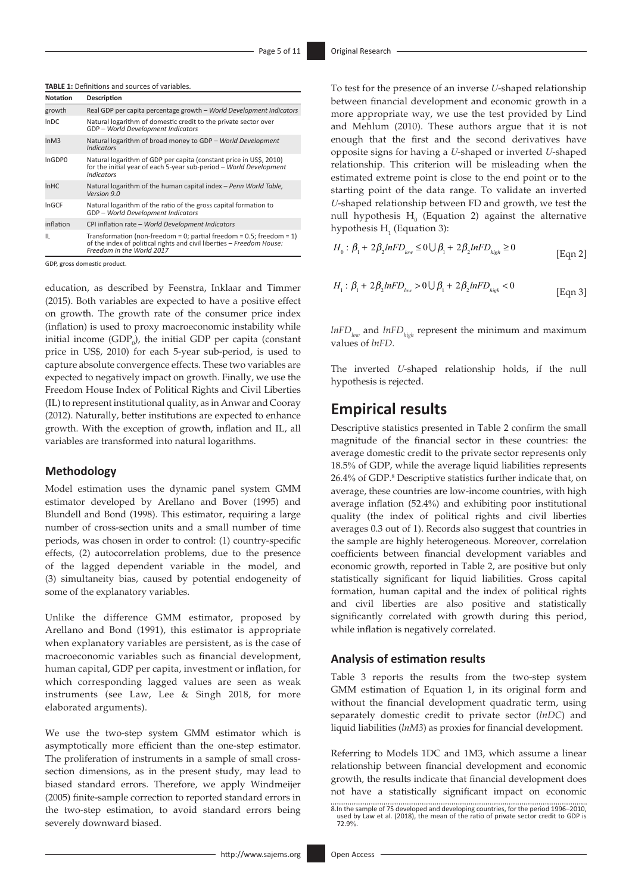**TABLE 1:** Definitions and sources of variables.

| Notation | Description |
|---|---|
| growth | Real GDP per capita percentage growth – *World Development Indicators* |
| lnDC | Natural logarithm of domestic credit to the private sector over GDP – *World Development Indicators* |
| lnM3 | Natural logarithm of broad money to GDP – *World Development Indicators* |
| lnGDP0 | Natural logarithm of GDP per capita (constant price in US$, 2010) for the initial year of each 5-year sub-period – *World Development Indicators* |
| lnHC | Natural logarithm of the human capital index – *Penn World Table, Version 9.0* |
| lnGCF | Natural logarithm of the ratio of the gross capital formation to GDP – *World Development Indicators* |
| inflation | CPI inflation rate – *World Development Indicators* |
| IL | Transformation (non-freedom = 0; partial freedom = 0.5; freedom = 1) of the index of political rights and civil liberties – *Freedom House: Freedom in the World 2017* |

GDP, gross domestic product.

education, as described by Feenstra, Inklaar and Timmer (2015). Both variables are expected to have a positive effect on growth. The growth rate of the consumer price index (inflation) is used to proxy macroeconomic instability while initial income ($GDP_0$), the initial GDP per capita (constant price in US$, 2010) for each 5-year sub-period, is used to capture absolute convergence effects. These two variables are expected to negatively impact on growth. Finally, we use the Freedom House Index of Political Rights and Civil Liberties (IL) to represent institutional quality, as in Anwar and Cooray (2012). Naturally, better institutions are expected to enhance growth. With the exception of growth, inflation and IL, all variables are transformed into natural logarithms.

### Methodology

Model estimation uses the dynamic panel system GMM estimator developed by Arellano and Bover (1995) and Blundell and Bond (1998). This estimator, requiring a large number of cross-section units and a small number of time periods, was chosen in order to control: (1) country-specific effects, (2) autocorrelation problems, due to the presence of the lagged dependent variable in the model, and (3) simultaneity bias, caused by potential endogeneity of some of the explanatory variables.

Unlike the difference GMM estimator, proposed by Arellano and Bond (1991), this estimator is appropriate when explanatory variables are persistent, as is the case of macroeconomic variables such as financial development, human capital, GDP per capita, investment or inflation, for which corresponding lagged values are seen as weak instruments (see Law, Lee & Singh 2018, for more elaborated arguments).

We use the two-step system GMM estimator which is asymptotically more efficient than the one-step estimator. The proliferation of instruments in a sample of small cross-section dimensions, as in the present study, may lead to biased standard errors. Therefore, we apply Windmeijer (2005) finite-sample correction to reported standard errors in the two-step estimation, to avoid standard errors being severely downward biased.

To test for the presence of an inverse *U*-shaped relationship between financial development and economic growth in a more appropriate way, we use the test provided by Lind and Mehlum (2010). These authors argue that it is not enough that the first and the second derivatives have opposite signs for having a *U*-shaped or inverted *U*-shaped relationship. This criterion will be misleading when the estimated extreme point is close to the end point or to the starting point of the data range. To validate an inverted *U*-shaped relationship between FD and growth, we test the null hypothesis $H_0$ (Equation 2) against the alternative hypothesis $H_1$ (Equation 3):

$$H_0 : \beta_1 + 2\beta_2 lnFD_{low} \leq 0 \cup \beta_1 + 2\beta_2 lnFD_{high} \geq 0 \quad \text{[Eqn 2]}$$

$$H_1 : \beta_1 + 2\beta_2 lnFD_{low} > 0 \cup \beta_1 + 2\beta_2 lnFD_{high} < 0 \quad \text{[Eqn 3]}$$

$lnFD_{low}$ and $lnFD_{high}$ represent the minimum and maximum values of $lnFD$.

The inverted *U*-shaped relationship holds, if the null hypothesis is rejected.

## Empirical results

Descriptive statistics presented in Table 2 confirm the small magnitude of the financial sector in these countries: the average domestic credit to the private sector represents only 18.5% of GDP, while the average liquid liabilities represents 26.4% of GDP.[8] Descriptive statistics further indicate that, on average, these countries are low-income countries, with high average inflation (52.4%) and exhibiting poor institutional quality (the index of political rights and civil liberties averages 0.3 out of 1). Records also suggest that countries in the sample are highly heterogeneous. Moreover, correlation coefficients between financial development variables and economic growth, reported in Table 2, are positive but only statistically significant for liquid liabilities. Gross capital formation, human capital and the index of political rights and civil liberties are also positive and statistically significantly correlated with growth during this period, while inflation is negatively correlated.

### Analysis of estimation results

Table 3 reports the results from the two-step system GMM estimation of Equation 1, in its original form and without the financial development quadratic term, using separately domestic credit to private sector (*lnDC*) and liquid liabilities (*lnM3*) as proxies for financial development.

Referring to Models 1DC and 1M3, which assume a linear relationship between financial development and economic growth, the results indicate that financial development does not have a statistically significant impact on economic

8. In the sample of 75 developed and developing countries, for the period 1996–2010, used by Law et al. (2018), the mean of the ratio of private sector credit to GDP is 72.9%.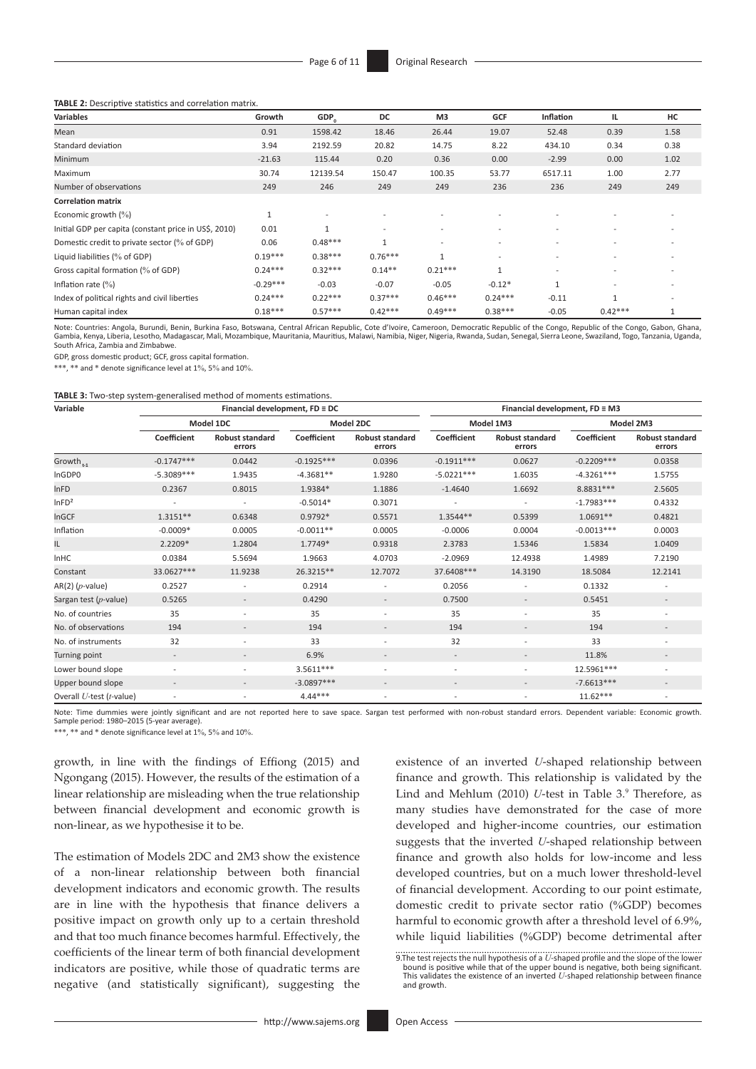**TABLE 2:** Descriptive statistics and correlation matrix.

| Variables | Growth | $GDP_0$ | DC | M3 | GCF | Inflation | IL | HC |
|---|---|---|---|---|---|---|---|---|
| Mean | 0.91 | 1598.42 | 18.46 | 26.44 | 19.07 | 52.48 | 0.39 | 1.58 |
| Standard deviation | 3.94 | 2192.59 | 20.82 | 14.75 | 8.22 | 434.10 | 0.34 | 0.38 |
| Minimum | -21.63 | 115.44 | 0.20 | 0.36 | 0.00 | -2.99 | 0.00 | 1.02 |
| Maximum | 30.74 | 12139.54 | 150.47 | 100.35 | 53.77 | 6517.11 | 1.00 | 2.77 |
| Number of observations | 249 | 246 | 249 | 249 | 236 | 236 | 249 | 249 |
| **Correlation matrix** | | | | | | | | |
| Economic growth (%) | 1 | - | - | - | - | - | - | - |
| Initial GDP per capita (constant price in US$, 2010) | 0.01 | 1 | - | - | - | - | - | - |
| Domestic credit to private sector (% of GDP) | 0.06 | 0.48*** | 1 | - | - | - | - | - |
| Liquid liabilities (% of GDP) | 0.19*** | 0.38*** | 0.76*** | 1 | - | - | - | - |
| Gross capital formation (% of GDP) | 0.24*** | 0.32*** | 0.14** | 0.21*** | 1 | - | - | - |
| Inflation rate (%) | -0.29*** | -0.03 | -0.07 | -0.05 | -0.12* | 1 | - | - |
| Index of political rights and civil liberties | 0.24*** | 0.22*** | 0.37*** | 0.46*** | 0.24*** | -0.11 | 1 | - |
| Human capital index | 0.18*** | 0.57*** | 0.42*** | 0.49*** | 0.38*** | -0.05 | 0.42*** | 1 |

Note: Countries: Angola, Burundi, Benin, Burkina Faso, Botswana, Central African Republic, Cote d'Ivoire, Cameroon, Democratic Republic of the Congo, Republic of the Congo, Gabon, Ghana, Gambia, Kenya, Liberia, Lesotho, Madagascar, Mali, Mozambique, Mauritania, Mauritius, Malawi, Namibia, Niger, Nigeria, Rwanda, Sudan, Senegal, Sierra Leone, Swaziland, Togo, Tanzania, Uganda, South Africa, Zambia and Zimbabwe.

GDP, gross domestic product; GCF, gross capital formation.

***, ** and * denote significance level at 1%, 5% and 10%.

**TABLE 3:** Two-step system-generalised method of moments estimations.

| Variable | Financial development, FD ≡ DC | | | | Financial development, FD ≡ M3 | | | |
|---|---|---|---|---|---|---|---|---|
| | Model 1DC | | Model 2DC | | Model 1M3 | | Model 2M3 | |
| | Coefficient | Robust standard errors | Coefficient | Robust standard errors | Coefficient | Robust standard errors | Coefficient | Robust standard errors |
| $Growth_{t-1}$ | -0.1747*** | 0.0442 | -0.1925*** | 0.0396 | -0.1911*** | 0.0627 | -0.2209*** | 0.0358 |
| lnGDP0 | -5.3089*** | 1.9435 | -4.3681** | 1.9280 | -5.0221*** | 1.6035 | -4.3261*** | 1.5755 |
| lnFD | 0.2367 | 0.8015 | 1.9384* | 1.1886 | -1.4640 | 1.6692 | 8.8831*** | 2.5605 |
| $lnFD^2$ | - | - | -0.5014* | 0.3071 | - | - | -1.7983*** | 0.4332 |
| lnGCF | 1.3151** | 0.6348 | 0.9792* | 0.5571 | 1.3544** | 0.5399 | 1.0691** | 0.4821 |
| Inflation | -0.0009* | 0.0005 | -0.0011** | 0.0005 | -0.0006 | 0.0004 | -0.0013*** | 0.0003 |
| IL | 2.2209* | 1.2804 | 1.7749* | 0.9318 | 2.3783 | 1.5346 | 1.5834 | 1.0409 |
| lnHC | 0.0384 | 5.5694 | 1.9663 | 4.0703 | -2.0969 | 12.4938 | 1.4989 | 7.2190 |
| Constant | 33.0627*** | 11.9238 | 26.3215** | 12.7072 | 37.6408*** | 14.3190 | 18.5084 | 12.2141 |
| AR(2) (*p*-value) | 0.2527 | - | 0.2914 | - | 0.2056 | - | 0.1332 | - |
| Sargan test (*p*-value) | 0.5265 | - | 0.4290 | - | 0.7500 | - | 0.5451 | - |
| No. of countries | 35 | - | 35 | - | 35 | - | 35 | - |
| No. of observations | 194 | - | 194 | - | 194 | - | 194 | - |
| No. of instruments | 32 | - | 33 | - | 32 | - | 33 | - |
| Turning point | - | - | 6.9% | - | - | - | 11.8% | - |
| Lower bound slope | - | - | 3.5611*** | - | - | - | 12.5961*** | - |
| Upper bound slope | - | - | -3.0897*** | - | - | - | -7.6613*** | - |
| Overall *U*-test (*t*-value) | - | - | 4.44*** | - | - | - | 11.62*** | - |

Note: Time dummies were jointly significant and are not reported here to save space. Sargan test performed with non-robust standard errors. Dependent variable: Economic growth. Sample period: 1980–2015 (5-year average).

***, ** and * denote significance level at 1%, 5% and 10%.

growth, in line with the findings of Effiong (2015) and Ngongang (2015). However, the results of the estimation of a linear relationship are misleading when the true relationship between financial development and economic growth is non-linear, as we hypothesise it to be.

The estimation of Models 2DC and 2M3 show the existence of a non-linear relationship between both financial development indicators and economic growth. The results are in line with the hypothesis that finance delivers a positive impact on growth only up to a certain threshold and that too much finance becomes harmful. Effectively, the coefficients of the linear term of both financial development indicators are positive, while those of quadratic terms are negative (and statistically significant), suggesting the existence of an inverted *U*-shaped relationship between finance and growth. This relationship is validated by the Lind and Mehlum (2010) *U*-test in Table 3.[9] Therefore, as many studies have demonstrated for the case of more developed and higher-income countries, our estimation suggests that the inverted *U*-shaped relationship between finance and growth also holds for low-income and less developed countries, but on a much lower threshold-level of financial development. According to our point estimate, domestic credit to private sector ratio (%GDP) becomes harmful to economic growth after a threshold level of 6.9%, while liquid liabilities (%GDP) become detrimental after

9.The test rejects the null hypothesis of a *U*-shaped profile and the slope of the lower bound is positive while that of the upper bound is negative, both being significant. This validates the existence of an inverted *U*-shaped relationship between finance and growth.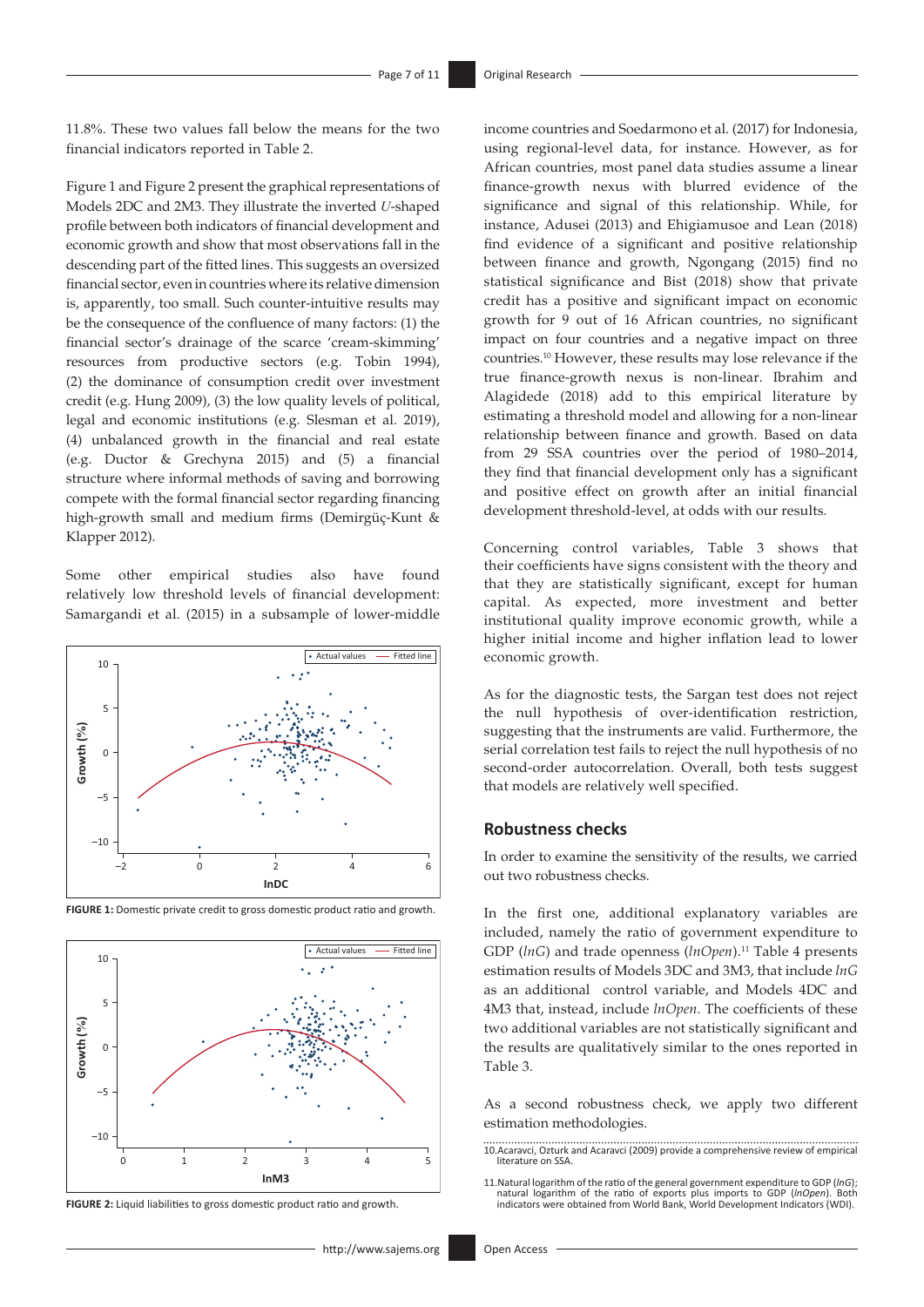11.8%. These two values fall below the means for the two financial indicators reported in Table 2.

Figure 1 and Figure 2 present the graphical representations of Models 2DC and 2M3. They illustrate the inverted *U*-shaped profile between both indicators of financial development and economic growth and show that most observations fall in the descending part of the fitted lines. This suggests an oversized financial sector, even in countries where its relative dimension is, apparently, too small. Such counter-intuitive results may be the consequence of the confluence of many factors: (1) the financial sector's drainage of the scarce 'cream-skimming' resources from productive sectors (e.g. Tobin 1994), (2) the dominance of consumption credit over investment credit (e.g. Hung 2009), (3) the low quality levels of political, legal and economic institutions (e.g. Slesman et al. 2019), (4) unbalanced growth in the financial and real estate (e.g. Ductor & Grechyna 2015) and (5) a financial structure where informal methods of saving and borrowing compete with the formal financial sector regarding financing high-growth small and medium firms (Demirgüç-Kunt & Klapper 2012).

Some other empirical studies also have found relatively low threshold levels of financial development: Samargandi et al. (2015) in a subsample of lower-middle income countries and Soedarmono et al. (2017) for Indonesia, using regional-level data, for instance. However, as for African countries, most panel data studies assume a linear finance-growth nexus with blurred evidence of the significance and signal of this relationship. While, for instance, Adusei (2013) and Ehigiamusoe and Lean (2018) find evidence of a significant and positive relationship between finance and growth, Ngongang (2015) find no statistical significance and Bist (2018) show that private credit has a positive and significant impact on economic growth for 9 out of 16 African countries, no significant impact on four countries and a negative impact on three countries.[10] However, these results may lose relevance if the true finance-growth nexus is non-linear. Ibrahim and Alagidede (2018) add to this empirical literature by estimating a threshold model and allowing for a non-linear relationship between finance and growth. Based on data from 29 SSA countries over the period of 1980–2014, they find that financial development only has a significant and positive effect on growth after an initial financial development threshold-level, at odds with our results.

FIGURE 1: Domestic private credit to gross domestic product ratio and growth.

FIGURE 2: Liquid liabilities to gross domestic product ratio and growth.

Concerning control variables, Table 3 shows that their coefficients have signs consistent with the theory and that they are statistically significant, except for human capital. As expected, more investment and better institutional quality improve economic growth, while a higher initial income and higher inflation lead to lower economic growth.

As for the diagnostic tests, the Sargan test does not reject the null hypothesis of over-identification restriction, suggesting that the instruments are valid. Furthermore, the serial correlation test fails to reject the null hypothesis of no second-order autocorrelation. Overall, both tests suggest that models are relatively well specified.

## Robustness checks

In order to examine the sensitivity of the results, we carried out two robustness checks.

In the first one, additional explanatory variables are included, namely the ratio of government expenditure to GDP (*lnG*) and trade openness (*lnOpen*).[11] Table 4 presents estimation results of Models 3DC and 3M3, that include *lnG* as an additional control variable, and Models 4DC and 4M3 that, instead, include *lnOpen*. The coefficients of these two variables are not statistically significant and the results are qualitatively similar to the ones reported in Table 3.

As a second robustness check, we apply two different estimation methodologies.

10. Acaravci, Ozturk and Acaravci (2009) provide a comprehensive review of empirical literature on SSA.

11. Natural logarithm of the ratio of the general government expenditure to GDP (*lnG*); natural logarithm of the ratio of exports plus imports to GDP (*lnOpen*). Both indicators were obtained from World Bank, World Development Indicators (WDI).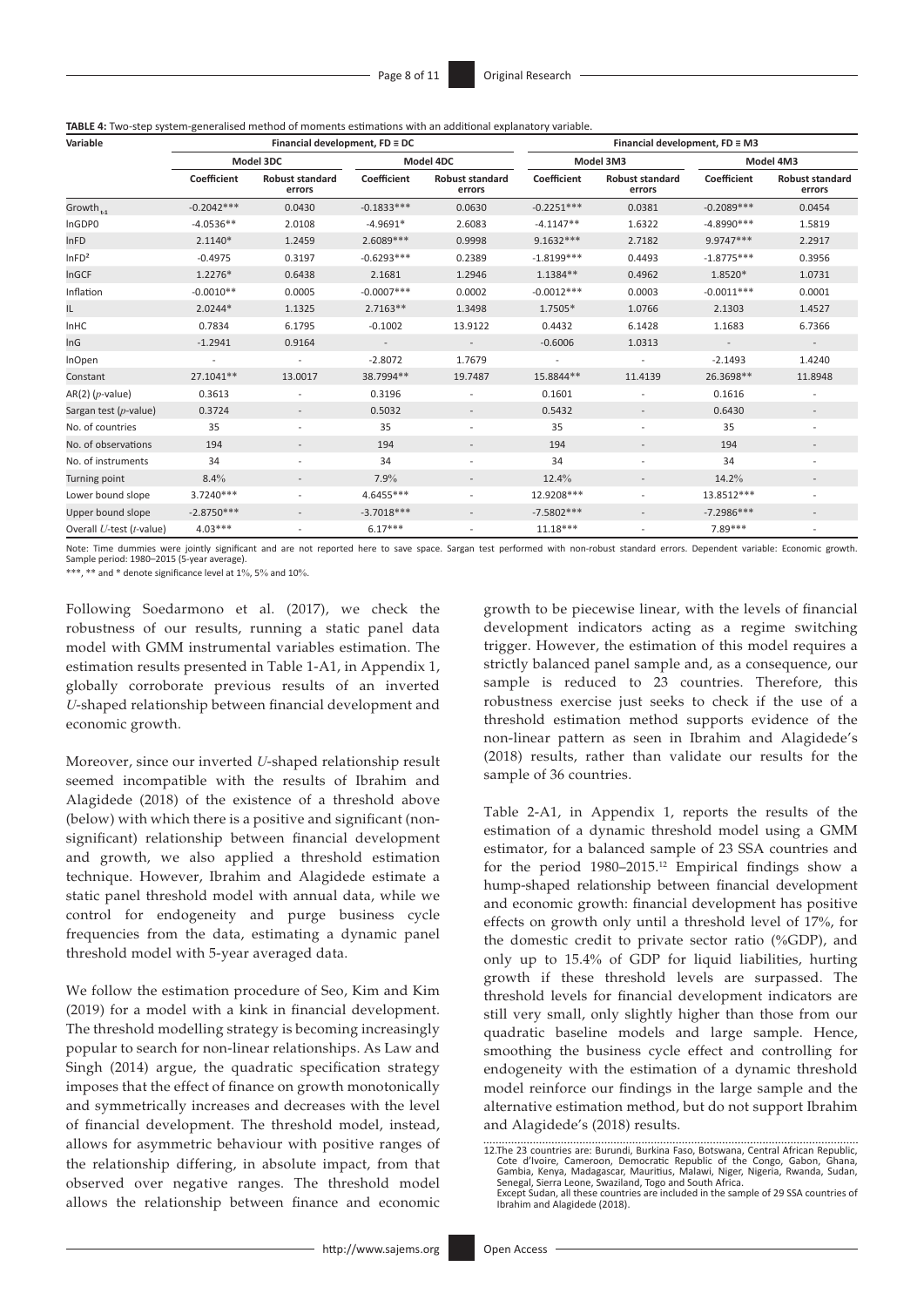**TABLE 4:** Two-step system-generalised method of moments estimations with an additional explanatory variable.

| Variable | Financial development, FD ≡ DC | | | | Financial development, FD ≡ M3 | | | |
|---|---|---|---|---|---|---|---|---|
| | Model 3DC | | Model 4DC | | Model 3M3 | | Model 4M3 | |
| | Coefficient | Robust standard errors | Coefficient | Robust standard errors | Coefficient | Robust standard errors | Coefficient | Robust standard errors |
| $Growth_{t-1}$ | -0.2042*** | 0.0430 | -0.1833*** | 0.0630 | -0.2251*** | 0.0381 | -0.2089*** | 0.0454 |
| lnGDP0 | -4.0536** | 2.0108 | -4.9691* | 2.6083 | -4.1147** | 1.6322 | -4.8990*** | 1.5819 |
| lnFD | 2.1140* | 1.2459 | 2.6089*** | 0.9998 | 9.1632*** | 2.7182 | 9.9747*** | 2.2917 |
| $lnFD^2$ | -0.4975 | 0.3197 | -0.6293*** | 0.2389 | -1.8199*** | 0.4493 | -1.8775*** | 0.3956 |
| lnGCF | 1.2276* | 0.6438 | 2.1681 | 1.2946 | 1.1384** | 0.4962 | 1.8520* | 1.0731 |
| Inflation | -0.0010** | 0.0005 | -0.0007*** | 0.0002 | -0.0012*** | 0.0003 | -0.0011*** | 0.0001 |
| IL | 2.0244* | 1.1325 | 2.7163** | 1.3498 | 1.7505* | 1.0766 | 2.1303 | 1.4527 |
| lnHC | 0.7834 | 6.1795 | -0.1002 | 13.9122 | 0.4432 | 6.1428 | 1.1683 | 6.7366 |
| lnG | -1.2941 | 0.9164 | - | - | -0.6006 | 1.0313 | - | - |
| lnOpen | - | - | -2.8072 | 1.7679 | - | - | -2.1493 | 1.4240 |
| Constant | 27.1041** | 13.0017 | 38.7994** | 19.7487 | 15.8844** | 11.4139 | 26.3698** | 11.8948 |
| AR(2) (*p*-value) | 0.3613 | - | 0.3196 | - | 0.1601 | - | 0.1616 | - |
| Sargan test (*p*-value) | 0.3724 | - | 0.5032 | - | 0.5432 | - | 0.6430 | - |
| No. of countries | 35 | - | 35 | - | 35 | - | 35 | - |
| No. of observations | 194 | - | 194 | - | 194 | - | 194 | - |
| No. of instruments | 34 | - | 34 | - | 34 | - | 34 | - |
| Turning point | 8.4% | - | 7.9% | - | 12.4% | - | 14.2% | - |
| Lower bound slope | 3.7240*** | - | 4.6455*** | - | 12.9208*** | - | 13.8512*** | - |
| Upper bound slope | -2.8750*** | - | -3.7018*** | - | -7.5802*** | - | -7.2986*** | - |
| Overall *U*-test (*t*-value) | 4.03*** | - | 6.17*** | - | 11.18*** | - | 7.89*** | - |

Note: Time dummies were jointly significant and are not reported here to save space. Sargan test performed with non-robust standard errors. Dependent variable: Economic growth. Sample period: 1980–2015 (5-year average).

***, ** and * denote significance level at 1%, 5% and 10%.

Following Soedarmono et al. (2017), we check the robustness of our results, running a static panel data model with GMM instrumental variables estimation. The estimation results presented in Table 1-A1, in Appendix 1, globally corroborate previous results of an inverted *U*-shaped relationship between financial development and economic growth.

Moreover, since our inverted *U*-shaped relationship result seemed incompatible with the results of Ibrahim and Alagidede (2018) of the existence of a threshold above (below) with which there is a positive and significant (non-significant) relationship between financial development and growth, we also applied a threshold estimation technique. However, Ibrahim and Alagidede estimate a static panel threshold model with annual data, while we control for endogeneity and purge business cycle frequencies from the data, estimating a dynamic panel threshold model with 5-year averaged data.

We follow the estimation procedure of Seo, Kim and Kim (2019) for a model with a kink in financial development. The threshold modelling strategy is becoming increasingly popular to search for non-linear relationships. As Law and Singh (2014) argue, the quadratic specification strategy imposes that the effect of finance on growth monotonically and symmetrically increases and decreases with the level of financial development. The threshold model, instead, allows for asymmetric behaviour with positive ranges of the relationship differing, in absolute impact, from that observed over negative ranges. The threshold model allows the relationship between finance and economic growth to be piecewise linear, with the levels of financial development indicators acting as a regime switching trigger. However, the estimation of this model requires a strictly balanced panel sample and, as a consequence, our sample is reduced to 23 countries. Therefore, this robustness exercise just seeks to check if the use of a threshold estimation method supports evidence of the non-linear pattern as seen in Ibrahim and Alagidede's (2018) results, rather than validate our results for the sample of 36 countries.

Table 2-A1, in Appendix 1, reports the results of the estimation of a dynamic threshold model using a GMM estimator, for a balanced sample of 23 SSA countries and for the period 1980–2015.[12] Empirical findings show a hump-shaped relationship between financial development and economic growth: financial development has positive effects on growth only until a threshold level of 17%, for the domestic credit to private sector ratio (%GDP), and only up to 15.4% of GDP for liquid liabilities, hurting growth if these threshold levels are surpassed. The threshold levels for financial development indicators are still very small, only slightly higher than those from our quadratic baseline models and large sample. Hence, smoothing the business cycle effect and controlling for endogeneity with the estimation of a dynamic threshold model reinforce our findings in the large sample and the alternative estimation method, but do not support Ibrahim and Alagidede's (2018) results.

12.The 23 countries are: Burundi, Burkina Faso, Botswana, Central African Republic, Cote d'Ivoire, Cameroon, Democratic Republic of the Congo, Gabon, Ghana, Gambia, Kenya, Madagascar, Mauritius, Malawi, Niger, Nigeria, Rwanda, Sudan, Senegal, Sierra Leone, Swaziland, Togo and South Africa.
Except Sudan, all these countries are included in the sample of 29 SSA countries of Ibrahim and Alagidede (2018).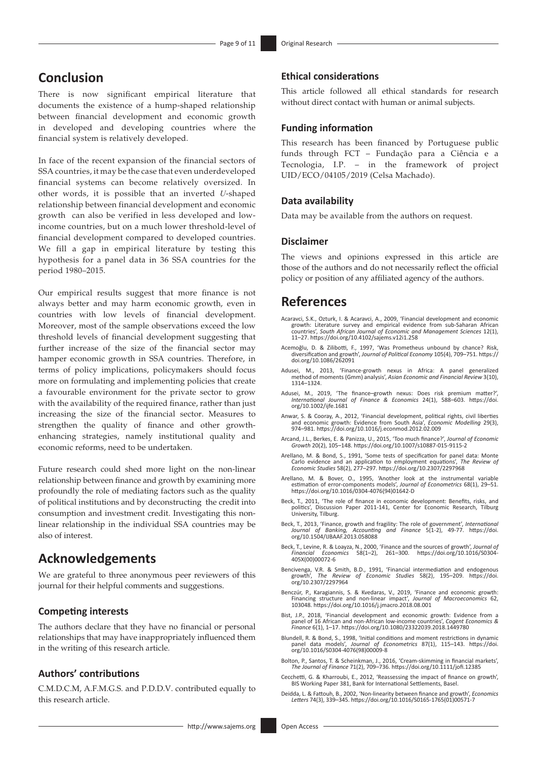## Conclusion

There is now significant empirical literature that documents the existence of a hump-shaped relationship between financial development and economic growth in developed and developing countries where the financial system is relatively developed.

In face of the recent expansion of the financial sectors of SSA countries, it may be the case that even underdeveloped financial systems can become relatively oversized. In other words, it is possible that an inverted *U*-shaped relationship between financial development and economic growth can also be verified in less developed and low-income countries, but on a much lower threshold-level of financial development compared to developed countries. We fill a gap in empirical literature by testing this hypothesis for a panel data in 36 SSA countries for the period 1980–2015.

Our empirical results suggest that more finance is not always better and may harm economic growth, even in countries with low levels of financial development. Moreover, most of the sample observations exceed the low threshold levels of financial development suggesting that further increase of the size of the financial sector may hamper economic growth in SSA countries. Therefore, in terms of policy implications, policymakers should focus more on formulating and implementing policies that create a favourable environment for the private sector to grow with the availability of the required finance, rather than just increasing the size of the financial sector. Measures to strengthen the quality of finance and other growth-enhancing strategies, namely institutional quality and economic reforms, need to be undertaken.

Future research could shed more light on the non-linear relationship between finance and growth by examining more profoundly the role of mediating factors such as the quality of political institutions and by deconstructing the credit into consumption and investment credit. Investigating this non-linear relationship in the individual SSA countries may be also of interest.

## Acknowledgements

We are grateful to three anonymous peer reviewers of this journal for their helpful comments and suggestions.

### Competing interests

The authors declare that they have no financial or personal relationships that may have inappropriately influenced them in the writing of this research article.

### Authors' contributions

C.M.D.C.M, A.F.M.G.S. and P.D.D.V. contributed equally to this research article.

### Ethical considerations

This article followed all ethical standards for research without direct contact with human or animal subjects.

### Funding information

This research has been financed by Portuguese public funds through FCT – Fundação para a Ciência e a Tecnologia, I.P. – in the framework of project UID/ECO/04105/2019 (Celsa Machado).

### Data availability

Data may be available from the authors on request.

### Disclaimer

The views and opinions expressed in this article are those of the authors and do not necessarily reflect the official policy or position of any affiliated agency of the authors.

## References

Acaravci, S.K., Ozturk, I. & Acaravci, A., 2009, 'Financial development and economic growth: Literature survey and empirical evidence from sub-Saharan African countries', *South African Journal of Economic and Management Sciences* 12(1), 11–27. https://doi.org/10.4102/sajems.v12i1.258

Acemoğlu, D. & Zilibotti, F., 1997, 'Was Prometheus unbound by chance? Risk, diversification and growth', *Journal of Political Economy* 105(4), 709–751. https://doi.org/10.1086/262091

Adusei, M., 2013, 'Finance-growth nexus in Africa: A panel generalized method of moments (Gmm) analysis', *Asian Economic and Financial Review* 3(10), 1314–1324.

Adusei, M., 2019, 'The finance–growth nexus: Does risk premium matter?', *International Journal of Finance & Economics* 24(1), 588–603. https://doi.org/10.1002/ijfe.1681

Anwar, S. & Cooray, A., 2012, 'Financial development, political rights, civil liberties and economic growth: Evidence from South Asia', *Economic Modelling* 29(3), 974–981. https://doi.org/10.1016/j.econmod.2012.02.009

Arcand, J.L., Berkes, E. & Panizza, U., 2015, 'Too much finance?', *Journal of Economic Growth* 20(2), 105–148. https://doi.org/10.1007/s10887-015-9115-2

Arellano, M. & Bond, S., 1991, 'Some tests of specification for panel data: Monte Carlo evidence and an application to employment equations', *The Review of Economic Studies* 58(2), 277–297. https://doi.org/10.2307/2297968

Arellano, M. & Bover, O., 1995, 'Another look at the instrumental variable estimation of error-components models', *Journal of Econometrics* 68(1), 29–51. https://doi.org/10.1016/0304-4076(94)01642-D

Beck, T., 2011, 'The role of finance in economic development: Benefits, risks, and politics', Discussion Paper 2011-141, Center for Economic Research, Tilburg University, Tilburg.

Beck, T., 2013, 'Finance, growth and fragility: The role of government', *International Journal of Banking, Accounting and Finance* 5(1-2), 49-77. https://doi.org/10.1504/IJBAAF.2013.058088

Beck, T., Levine, R. & Loayza, N., 2000, 'Finance and the sources of growth', *Journal of Financial Economics* 58(1–2), 261–300. https://doi.org/10.1016/S0304-405X(00)00072-6

Bencivenga, V.R. & Smith, B.D., 1991, 'Financial intermediation and endogenous growth', *The Review of Economic Studies* 58(2), 195–209. https://doi.org/10.2307/2297964

Benczúr, P., Karagiannis, S. & Kvedaras, V., 2019, 'Finance and economic growth: Financing structure and non-linear impact', *Journal of Macroeconomics* 62, 103048. https://doi.org/10.1016/j.jmacro.2018.08.001

Bist, J.P., 2018, 'Financial development and economic growth: Evidence from a panel of 16 African and non-African low-income countries', *Cogent Economics & Finance* 6(1), 1–17. https://doi.org/10.1080/23322039.2018.1449780

Blundell, R. & Bond, S., 1998, 'Initial conditions and moment restrictions in dynamic panel data models', *Journal of Econometrics* 87(1), 115–143. https://doi.org/10.1016/S0304-4076(98)00009-8

Bolton, P., Santos, T. & Scheinkman, J., 2016, 'Cream-skimming in financial markets', *The Journal of Finance* 71(2), 709–736. https://doi.org/10.1111/jofi.12385

Cecchetti, G. & Kharroubi, E., 2012, 'Reassessing the impact of finance on growth', BIS Working Paper 381, Bank for International Settlements, Basel.

Deidda, L. & Fattouh, B., 2002, 'Non-linearity between finance and growth', *Economics Letters* 74(3), 339–345. https://doi.org/10.1016/S0165-1765(01)00571-7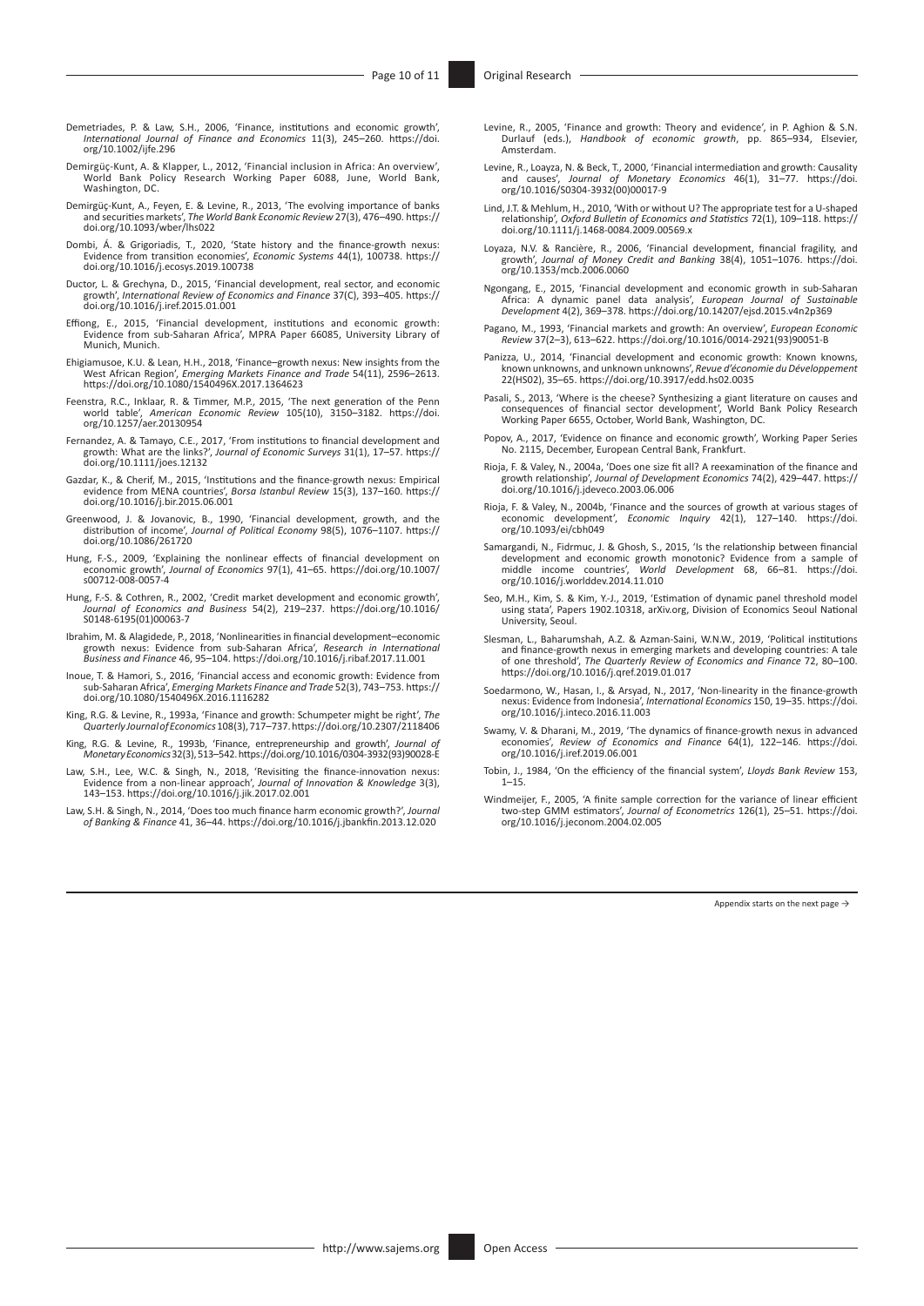Demetriades, P. & Law, S.H., 2006, 'Finance, institutions and economic growth', *International Journal of Finance and Economics* 11(3), 245–260. https://doi.org/10.1002/ijfe.296

Demirgüç-Kunt, A. & Klapper, L., 2012, 'Financial inclusion in Africa: An overview', World Bank Policy Research Working Paper 6088, June, World Bank, Washington, DC.

Demirgüç-Kunt, A., Feyen, E. & Levine, R., 2013, 'The evolving importance of banks and securities markets', *The World Bank Economic Review* 27(3), 476–490. https://doi.org/10.1093/wber/lhs022

Dombi, Á. & Grigoriadis, T., 2020, 'State history and the finance-growth nexus: Evidence from transition economies', *Economic Systems* 44(1), 100738. https://doi.org/10.1016/j.ecosys.2019.100738

Ductor, L. & Grechyna, D., 2015, 'Financial development, real sector, and economic growth', *International Review of Economics and Finance* 37(C), 393–405. https://doi.org/10.1016/j.iref.2015.01.001

Effiong, E., 2015, 'Financial development, institutions and economic growth: Evidence from sub-Saharan Africa', MPRA Paper 66085, University Library of Munich, Munich.

Ehigiamusoe, K.U. & Lean, H.H., 2018, 'Finance–growth nexus: New insights from the West African Region', *Emerging Markets Finance and Trade* 54(11), 2596–2613. https://doi.org/10.1080/1540496X.2017.1364623

Feenstra, R.C., Inklaar, R. & Timmer, M.P., 2015, 'The next generation of the Penn world table', *American Economic Review* 105(10), 3150–3182. https://doi.org/10.1257/aer.20130954

Fernandez, A. & Tamayo, C.E., 2017, 'From institutions to financial development and growth: What are the links?', *Journal of Economic Surveys* 31(1), 17–57. https://doi.org/10.1111/joes.12132

Gazdar, K., & Cherif, M., 2015, 'Institutions and the finance-growth nexus: Empirical evidence from MENA countries', *Borsa Istanbul Review* 15(3), 137–160. https://doi.org/10.1016/j.bir.2015.06.001

Greenwood, J. & Jovanovic, B., 1990, 'Financial development, growth, and the distribution of income', *Journal of Political Economy* 98(5), 1076–1107. https://doi.org/10.1086/261720

Hung, F.-S., 2009, 'Explaining the nonlinear effects of financial development on economic growth', *Journal of Economics* 97(1), 41–65. https://doi.org/10.1007/s00712-008-0057-4

Hung, F.-S. & Cothren, R., 2002, 'Credit market development and economic growth', *Journal of Economics and Business* 54(2), 219–237. https://doi.org/10.1016/S0148-6195(01)00063-7

Ibrahim, M. & Alagidede, P., 2018, 'Nonlinearities in financial development–economic growth nexus: Evidence from sub-Saharan Africa', *Research in International Business and Finance* 46, 95–104. https://doi.org/10.1016/j.ribaf.2017.11.001

Inoue, T. & Hamori, S., 2016, 'Financial access and economic growth: Evidence from sub-Saharan Africa', *Emerging Markets Finance and Trade* 52(3), 743–753. https://doi.org/10.1080/1540496X.2016.1116282

King, R.G. & Levine, R., 1993a, 'Finance and growth: Schumpeter might be right', *The Quarterly Journal of Economics* 108(3), 717–737. https://doi.org/10.2307/2118406

King, R.G. & Levine, R., 1993b, 'Finance, entrepreneurship and growth', *Journal of Monetary Economics* 32(3), 513–542. https://doi.org/10.1016/0304-3932(93)90028-E

Law, S.H., Lee, W.C. & Singh, N., 2018, 'Revisiting the finance-innovation nexus: Evidence from a non-linear approach', *Journal of Innovation & Knowledge* 3(3), 143–153. https://doi.org/10.1016/j.jik.2017.02.001

Law, S.H. & Singh, N., 2014, 'Does too much finance harm economic growth?', *Journal of Banking & Finance* 41, 36–44. https://doi.org/10.1016/j.jbankfin.2013.12.020

Levine, R., 2005, 'Finance and growth: Theory and evidence', in P. Aghion & S.N. Durlauf (eds.), *Handbook of economic growth*, pp. 865–934, Elsevier, Amsterdam.

Levine, R., Loayza, N. & Beck, T., 2000, 'Financial intermediation and growth: Causality and causes', *Journal of Monetary Economics* 46(1), 31–77. https://doi.org/10.1016/S0304-3932(00)00017-9

Lind, J.T. & Mehlum, H., 2010, 'With or without U? The appropriate test for a U-shaped relationship', *Oxford Bulletin of Economics and Statistics* 72(1), 109–118. https://doi.org/10.1111/j.1468-0084.2009.00569.x

Loyaza, N.V. & Rancière, R., 2006, 'Financial development, financial fragility, and growth', *Journal of Money Credit and Banking* 38(4), 1051–1076. https://doi.org/10.1353/mcb.2006.0060

Ngongang, E., 2015, 'Financial development and economic growth in sub-Saharan Africa: A dynamic panel data analysis', *European Journal of Sustainable Development* 4(2), 369–378. https://doi.org/10.14207/ejsd.2015.v4n2p369

Pagano, M., 1993, 'Financial markets and growth: An overview', *European Economic Review* 37(2–3), 613–622. https://doi.org/10.1016/0014-2921(93)90051-B

Panizza, U., 2014, 'Financial development and economic growth: Known knowns, known unknowns, and unknown unknowns', *Revue d'économie du Développement* 22(HS02), 35–65. https://doi.org/10.3917/edd.hs02.0035

Pasali, S., 2013, 'Where is the cheese? Synthesizing a giant literature on causes and consequences of financial sector development', World Bank Policy Research Working Paper 6655, October, World Bank, Washington, DC.

Popov, A., 2017, 'Evidence on finance and economic growth', Working Paper Series No. 2115, December, European Central Bank, Frankfurt.

Rioja, F. & Valey, N., 2004a, 'Does one size fit all? A reexamination of the finance and growth relationship', *Journal of Development Economics* 74(2), 429–447. https://doi.org/10.1016/j.jdeveco.2003.06.006

Rioja, F. & Valey, N., 2004b, 'Finance and the sources of growth at various stages of economic development', *Economic Inquiry* 42(1), 127–140. https://doi.org/10.1093/ei/cbh049

Samargandi, N., Fidrmuc, J. & Ghosh, S., 2015, 'Is the relationship between financial development and economic growth monotonic? Evidence from a sample of middle income countries', *World Development* 68, 66–81. https://doi.org/10.1016/j.worlddev.2014.11.010

Seo, M.H., Kim, S. & Kim, Y.-J., 2019, 'Estimation of dynamic panel threshold model using stata', Papers 1902.10318, arXiv.org, Division of Economics Seoul National University, Seoul.

Slesman, L., Baharumshah, A.Z. & Azman-Saini, W.N.W., 2019, 'Political institutions and finance-growth nexus in emerging markets and developing countries: A tale of one threshold', *The Quarterly Review of Economics and Finance* 72, 80–100. https://doi.org/10.1016/j.qref.2019.01.017

Soedarmono, W., Hasan, I., & Arsyad, N., 2017, 'Non-linearity in the finance-growth nexus: Evidence from Indonesia', *International Economics* 150, 19–35. https://doi.org/10.1016/j.inteco.2016.11.003

Swamy, V. & Dharani, M., 2019, 'The dynamics of finance-growth nexus in advanced economies', *Review of Economics and Finance* 64(1), 122–146. https://doi.org/10.1016/j.iref.2019.06.001

Tobin, J., 1984, 'On the efficiency of the financial system', *Lloyds Bank Review* 153, 1–15.

Windmeijer, F., 2005, 'A finite sample correction for the variance of linear efficient two-step GMM estimators', *Journal of Econometrics* 126(1), 25–51. https://doi.org/10.1016/j.jeconom.2004.02.005

Appendix starts on the next page →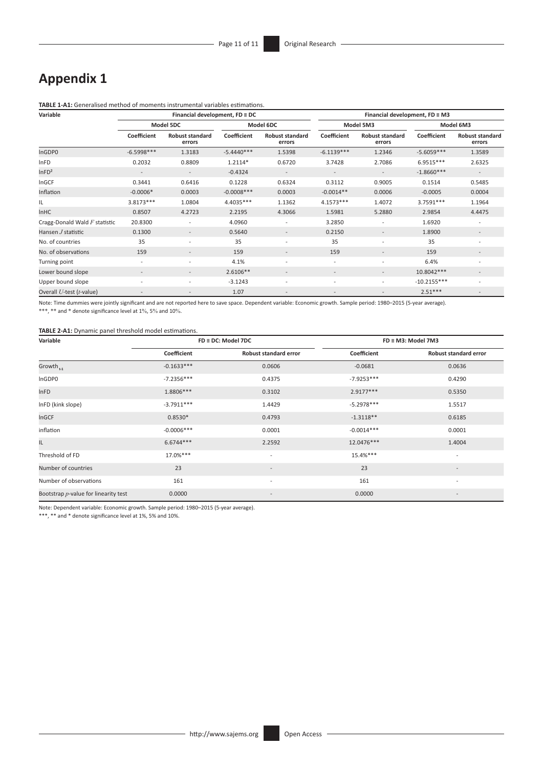# Appendix 1

**TABLE 1-A1:** Generalised method of moments instrumental variables estimations.

| Variable | Financial development, FD ≡ DC | | | | Financial development, FD ≡ M3 | | | |
|---|---|---|---|---|---|---|---|---|
| | Model 5DC | | Model 6DC | | Model 5M3 | | Model 6M3 | |
| | Coefficient | Robust standard errors | Coefficient | Robust standard errors | Coefficient | Robust standard errors | Coefficient | Robust standard errors |
| lnGDP0 | -6.5998*** | 1.3183 | -5.4440*** | 1.5398 | -6.1139*** | 1.2346 | -5.6059*** | 1.3589 |
| lnFD | 0.2032 | 0.8809 | 1.2114* | 0.6720 | 3.7428 | 2.7086 | 6.9515*** | 2.6325 |
| $lnFD^2$ | - | - | -0.4324 | - | - | - | -1.8660*** | - |
| lnGCF | 0.3441 | 0.6416 | 0.1228 | 0.6324 | 0.3112 | 0.9005 | 0.1514 | 0.5485 |
| Inflation | -0.0006* | 0.0003 | -0.0008*** | 0.0003 | -0.0014** | 0.0006 | -0.0005 | 0.0004 |
| IL | 3.8173*** | 1.0804 | 4.4035*** | 1.1362 | 4.1573*** | 1.4072 | 3.7591*** | 1.1964 |
| lnHC | 0.8507 | 4.2723 | 2.2195 | 4.3066 | 1.5981 | 5.2880 | 2.9854 | 4.4475 |
| Cragg-Donald Wald $F$ statistic | 20.8300 | - | 4.0960 | - | 3.2850 | - | 1.6920 | - |
| Hansen $J$ statistic | 0.1300 | - | 0.5640 | - | 0.2150 | - | 1.8900 | - |
| No. of countries | 35 | - | 35 | - | 35 | - | 35 | - |
| No. of observations | 159 | - | 159 | - | 159 | - | 159 | - |
| Turning point | - | - | 4.1% | - | - | - | 6.4% | - |
| Lower bound slope | - | - | 2.6106** | - | - | - | 10.8042*** | - |
| Upper bound slope | - | - | -3.1243 | - | - | - | -10.2155*** | - |
| Overall $U$-test ($t$-value) | - | - | 1.07 | - | - | - | 2.51*** | - |

Note: Time dummies were jointly significant and are not reported here to save space. Dependent variable: Economic growth. Sample period: 1980–2015 (5-year average).
***, ** and * denote significance level at 1%, 5% and 10%.

**TABLE 2-A1:** Dynamic panel threshold model estimations.

| Variable | FD ≡ DC: Model 7DC | | FD ≡ M3: Model 7M3 | |
|---|---|---|---|---|
| | Coefficient | Robust standard error | Coefficient | Robust standard error |
| $Growth_{t-1}$ | -0.1633*** | 0.0606 | -0.0681 | 0.0636 |
| lnGDP0 | -7.2356*** | 0.4375 | -7.9253*** | 0.4290 |
| lnFD | 1.8806*** | 0.3102 | 2.9177*** | 0.5350 |
| lnFD (kink slope) | -3.7911*** | 1.4429 | -5.2978*** | 1.5517 |
| lnGCF | 0.8530* | 0.4793 | -1.3118** | 0.6185 |
| inflation | -0.0006*** | 0.0001 | -0.0014*** | 0.0001 |
| IL | 6.6744*** | 2.2592 | 12.0476*** | 1.4004 |
| Threshold of FD | 17.0%*** | - | 15.4%*** | - |
| Number of countries | 23 | - | 23 | - |
| Number of observations | 161 | - | 161 | - |
| Bootstrap $p$-value for linearity test | 0.0000 | - | 0.0000 | - |

Note: Dependent variable: Economic growth. Sample period: 1980–2015 (5-year average).
***, ** and * denote significance level at 1%, 5% and 10%.